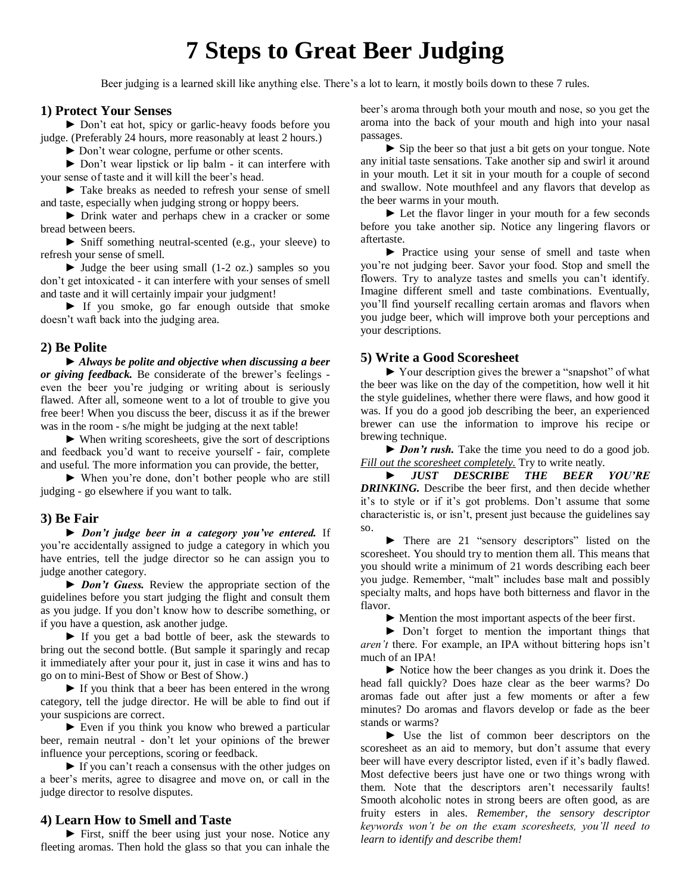# 7 Steps to Great Beer Judging

Beer judging is a learned skill like anything else. There's a lot to learn, it mostly boils down to these 7 rules.

## 1) Protect Your Senses

► Don't eat hot, spicy or garlic-heavy foods before you judge. (Preferably 24 hours, more reasonably at least 2 hours.)

► Don't wear cologne, perfume or other scents.

► Don't wear lipstick or lip balm - it can interfere with your sense of taste and it will kill the beer's head.

► Take breaks as needed to refresh your sense of smell and taste, especially when judging strong or hoppy beers.

► Drink water and perhaps chew in a cracker or some bread between beers.

► Sniff something neutral-scented (e.g., your sleeve) to refresh your sense of smell.

► Judge the beer using small (1-2 oz.) samples so you don't get intoxicated - it can interfere with your senses of smell and taste and it will certainly impair your judgment!

► If you smoke, go far enough outside that smoke doesn't waft back into the judging area.

## 2) Be Polite

► ***Always be polite and objective when discussing a beer or giving feedback.*** Be considerate of the brewer's feelings - even the beer you're judging or writing about is seriously flawed. After all, someone went to a lot of trouble to give you free beer! When you discuss the beer, discuss it as if the brewer was in the room - s/he might be judging at the next table!

► When writing scoresheets, give the sort of descriptions and feedback you'd want to receive yourself - fair, complete and useful. The more information you can provide, the better,

► When you're done, don't bother people who are still judging - go elsewhere if you want to talk.

## 3) Be Fair

► ***Don't judge beer in a category you've entered.*** If you're accidentally assigned to judge a category in which you have entries, tell the judge director so he can assign you to judge another category.

► ***Don't Guess.*** Review the appropriate section of the guidelines before you start judging the flight and consult them as you judge. If you don't know how to describe something, or if you have a question, ask another judge.

► If you get a bad bottle of beer, ask the stewards to bring out the second bottle. (But sample it sparingly and recap it immediately after your pour it, just in case it wins and has to go on to mini-Best of Show or Best of Show.)

► If you think that a beer has been entered in the wrong category, tell the judge director. He will be able to find out if your suspicions are correct.

► Even if you think you know who brewed a particular beer, remain neutral - don't let your opinions of the brewer influence your perceptions, scoring or feedback.

► If you can't reach a consensus with the other judges on a beer's merits, agree to disagree and move on, or call in the judge director to resolve disputes.

## 4) Learn How to Smell and Taste

► First, sniff the beer using just your nose. Notice any fleeting aromas. Then hold the glass so that you can inhale the beer's aroma through both your mouth and nose, so you get the aroma into the back of your mouth and high into your nasal passages.

► Sip the beer so that just a bit gets on your tongue. Note any initial taste sensations. Take another sip and swirl it around in your mouth. Let it sit in your mouth for a couple of second and swallow. Note mouthfeel and any flavors that develop as the beer warms in your mouth.

► Let the flavor linger in your mouth for a few seconds before you take another sip. Notice any lingering flavors or aftertaste.

► Practice using your sense of smell and taste when you're not judging beer. Savor your food. Stop and smell the flowers. Try to analyze tastes and smells you can't identify. Imagine different smell and taste combinations. Eventually, you'll find yourself recalling certain aromas and flavors when you judge beer, which will improve both your perceptions and your descriptions.

## 5) Write a Good Scoresheet

► Your description gives the brewer a "snapshot" of what the beer was like on the day of the competition, how well it hit the style guidelines, whether there were flaws, and how good it was. If you do a good job describing the beer, an experienced brewer can use the information to improve his recipe or brewing technique.

► ***Don't rush.*** Take the time you need to do a good job. <u>*Fill out the scoresheet completely.*</u> Try to write neatly.

► ***JUST DESCRIBE THE BEER YOU'RE DRINKING.*** Describe the beer first, and then decide whether it's to style or if it's got problems. Don't assume that some characteristic is, or isn't, present just because the guidelines say so.

► There are 21 "sensory descriptors" listed on the scoresheet. You should try to mention them all. This means that you should write a minimum of 21 words describing each beer you judge. Remember, "malt" includes base malt and possibly specialty malts, and hops have both bitterness and flavor in the flavor.

► Mention the most important aspects of the beer first.

► Don't forget to mention the important things that *aren't* there. For example, an IPA without bittering hops isn't much of an IPA!

► Notice how the beer changes as you drink it. Does the head fall quickly? Does haze clear as the beer warms? Do aromas fade out after just a few moments or after a few minutes? Do aromas and flavors develop or fade as the beer stands or warms?

► Use the list of common beer descriptors on the scoresheet as an aid to memory, but don't assume that every beer will have every descriptor listed, even if it's badly flawed. Most defective beers just have one or two things wrong with them. Note that the descriptors aren't necessarily faults! Smooth alcoholic notes in strong beers are often good, as are fruity esters in ales. *Remember, the sensory descriptor keywords won't be on the exam scoresheets, you'll need to learn to identify and describe them!*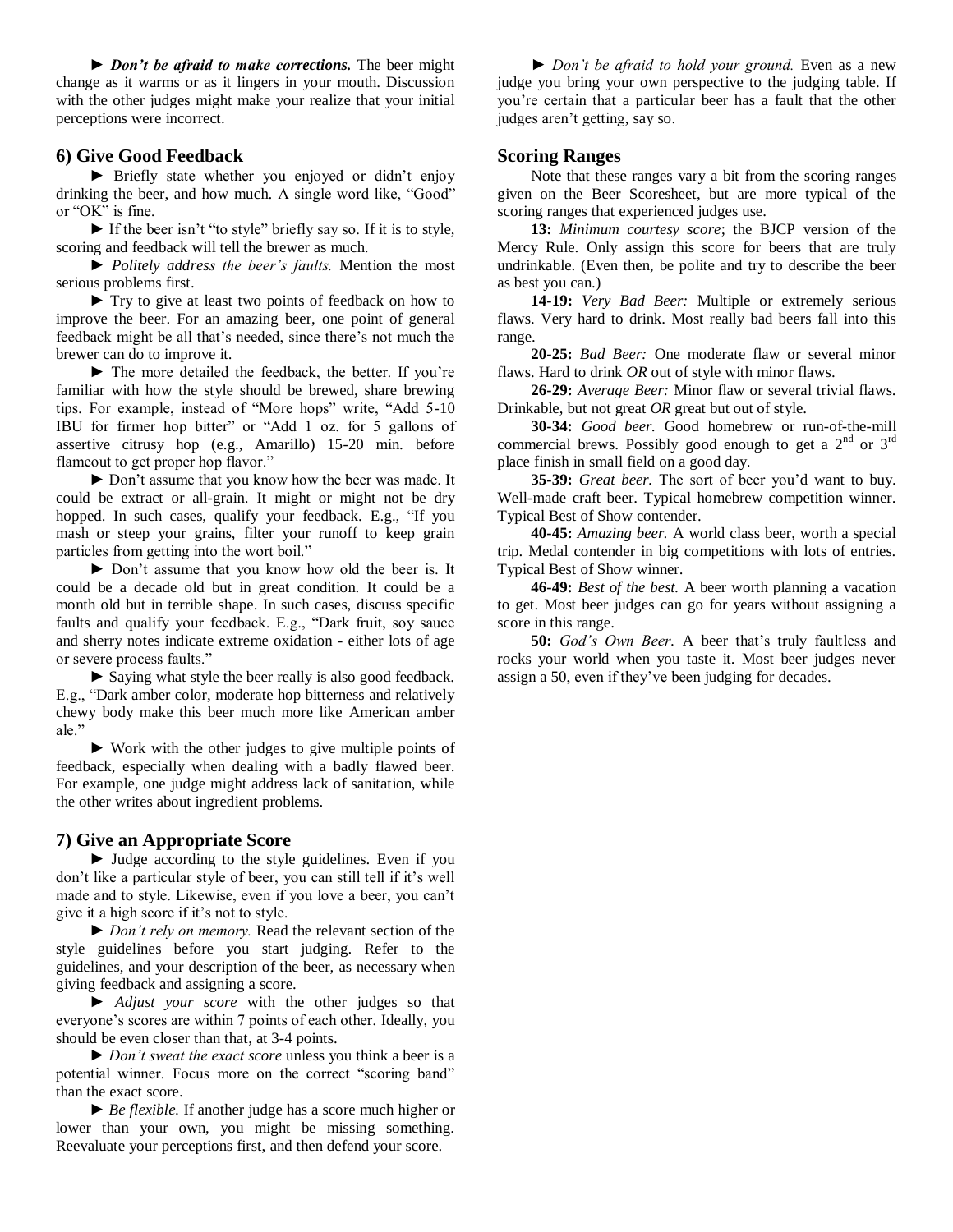► ***Don't be afraid to make corrections.*** The beer might change as it warms or as it lingers in your mouth. Discussion with the other judges might make your realize that your initial perceptions were incorrect.

### 6) Give Good Feedback

► Briefly state whether you enjoyed or didn't enjoy drinking the beer, and how much. A single word like, "Good" or "OK" is fine.

► If the beer isn't "to style" briefly say so. If it is to style, scoring and feedback will tell the brewer as much.

► *Politely address the beer's faults.* Mention the most serious problems first.

► Try to give at least two points of feedback on how to improve the beer. For an amazing beer, one point of general feedback might be all that's needed, since there's not much the brewer can do to improve it.

► The more detailed the feedback, the better. If you're familiar with how the style should be brewed, share brewing tips. For example, instead of "More hops" write, "Add 5-10 IBU for firmer hop bitter" or "Add 1 oz. for 5 gallons of assertive citrusy hop (e.g., Amarillo) 15-20 min. before flameout to get proper hop flavor."

► Don't assume that you know how the beer was made. It could be extract or all-grain. It might or might not be dry hopped. In such cases, qualify your feedback. E.g., "If you mash or steep your grains, filter your runoff to keep grain particles from getting into the wort boil."

► Don't assume that you know how old the beer is. It could be a decade old but in great condition. It could be a month old but in terrible shape. In such cases, discuss specific faults and qualify your feedback. E.g., "Dark fruit, soy sauce and sherry notes indicate extreme oxidation - either lots of age or severe process faults."

► Saying what style the beer really is also good feedback. E.g., "Dark amber color, moderate hop bitterness and relatively chewy body make this beer much more like American amber ale."

► Work with the other judges to give multiple points of feedback, especially when dealing with a badly flawed beer. For example, one judge might address lack of sanitation, while the other writes about ingredient problems.

### 7) Give an Appropriate Score

► Judge according to the style guidelines. Even if you don't like a particular style of beer, you can still tell if it's well made and to style. Likewise, even if you love a beer, you can't give it a high score if it's not to style.

► *Don't rely on memory.* Read the relevant section of the style guidelines before you start judging. Refer to the guidelines, and your description of the beer, as necessary when giving feedback and assigning a score.

► *Adjust your score* with the other judges so that everyone's scores are within 7 points of each other. Ideally, you should be even closer than that, at 3-4 points.

► *Don't sweat the exact score* unless you think a beer is a potential winner. Focus more on the correct "scoring band" than the exact score.

► *Be flexible.* If another judge has a score much higher or lower than your own, you might be missing something. Reevaluate your perceptions first, and then defend your score.

► *Don't be afraid to hold your ground.* Even as a new judge you bring your own perspective to the judging table. If you're certain that a particular beer has a fault that the other judges aren't getting, say so.

### Scoring Ranges

Note that these ranges vary a bit from the scoring ranges given on the Beer Scoresheet, but are more typical of the scoring ranges that experienced judges use.

**13:** *Minimum courtesy score*; the BJCP version of the Mercy Rule. Only assign this score for beers that are truly undrinkable. (Even then, be polite and try to describe the beer as best you can.)

**14-19:** *Very Bad Beer:* Multiple or extremely serious flaws. Very hard to drink. Most really bad beers fall into this range.

**20-25:** *Bad Beer:* One moderate flaw or several minor flaws. Hard to drink *OR* out of style with minor flaws.

**26-29:** *Average Beer:* Minor flaw or several trivial flaws. Drinkable, but not great *OR* great but out of style.

**30-34:** *Good beer.* Good homebrew or run-of-the-mill commercial brews. Possibly good enough to get a 2nd or 3rd place finish in small field on a good day.

**35-39:** *Great beer.* The sort of beer you'd want to buy. Well-made craft beer. Typical homebrew competition winner. Typical Best of Show contender.

**40-45:** *Amazing beer.* A world class beer, worth a special trip. Medal contender in big competitions with lots of entries. Typical Best of Show winner.

**46-49:** *Best of the best.* A beer worth planning a vacation to get. Most beer judges can go for years without assigning a score in this range.

**50:** *God's Own Beer.* A beer that's truly faultless and rocks your world when you taste it. Most beer judges never assign a 50, even if they've been judging for decades.